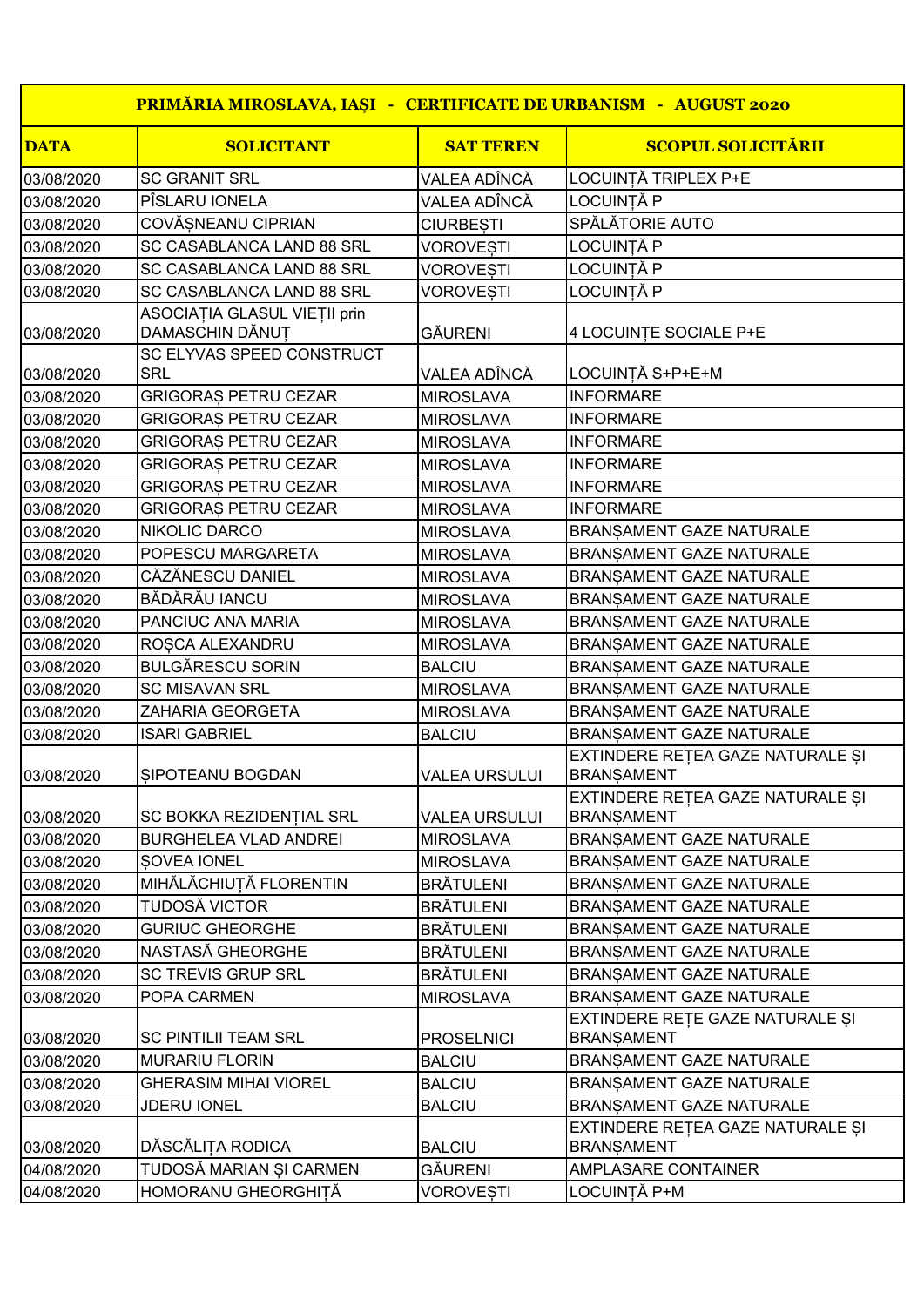| PRIMĂRIA MIROSLAVA, IAȘI - CERTIFICATE DE URBANISM - AUGUST 2020 | | | |
|---|---|---|---|
| **DATA** | **SOLICITANT** | **SAT TEREN** | **SCOPUL SOLICITĂRII** |
| 03/08/2020 | SC GRANIT SRL | VALEA ADÎNCĂ | LOCUINȚĂ TRIPLEX P+E |
| 03/08/2020 | PÎSLARU IONELA | VALEA ADÎNCĂ | LOCUINȚĂ P |
| 03/08/2020 | COVĂȘNEANU CIPRIAN | CIURBEȘTI | SPĂLĂTORIE AUTO |
| 03/08/2020 | SC CASABLANCA LAND 88 SRL | VOROVEȘTI | LOCUINȚĂ P |
| 03/08/2020 | SC CASABLANCA LAND 88 SRL | VOROVEȘTI | LOCUINȚĂ P |
| 03/08/2020 | SC CASABLANCA LAND 88 SRL | VOROVEȘTI | LOCUINȚĂ P |
| 03/08/2020 | ASOCIAȚIA GLASUL VIEȚII prin DAMASCHIN DĂNUȚ | GĂURENI | 4 LOCUINȚE SOCIALE P+E |
| 03/08/2020 | SC ELYVAS SPEED CONSTRUCT SRL | VALEA ADÎNCĂ | LOCUINȚĂ S+P+E+M |
| 03/08/2020 | GRIGORAȘ PETRU CEZAR | MIROSLAVA | INFORMARE |
| 03/08/2020 | GRIGORAȘ PETRU CEZAR | MIROSLAVA | INFORMARE |
| 03/08/2020 | GRIGORAȘ PETRU CEZAR | MIROSLAVA | INFORMARE |
| 03/08/2020 | GRIGORAȘ PETRU CEZAR | MIROSLAVA | INFORMARE |
| 03/08/2020 | GRIGORAȘ PETRU CEZAR | MIROSLAVA | INFORMARE |
| 03/08/2020 | GRIGORAȘ PETRU CEZAR | MIROSLAVA | INFORMARE |
| 03/08/2020 | NIKOLIC DARCO | MIROSLAVA | BRANȘAMENT GAZE NATURALE |
| 03/08/2020 | POPESCU MARGARETA | MIROSLAVA | BRANȘAMENT GAZE NATURALE |
| 03/08/2020 | CĂZĂNESCU DANIEL | MIROSLAVA | BRANȘAMENT GAZE NATURALE |
| 03/08/2020 | BĂDĂRĂU IANCU | MIROSLAVA | BRANȘAMENT GAZE NATURALE |
| 03/08/2020 | PANCIUC ANA MARIA | MIROSLAVA | BRANȘAMENT GAZE NATURALE |
| 03/08/2020 | ROȘCA ALEXANDRU | MIROSLAVA | BRANȘAMENT GAZE NATURALE |
| 03/08/2020 | BULGĂRESCU SORIN | BALCIU | BRANȘAMENT GAZE NATURALE |
| 03/08/2020 | SC MISAVAN SRL | MIROSLAVA | BRANȘAMENT GAZE NATURALE |
| 03/08/2020 | ZAHARIA GEORGETA | MIROSLAVA | BRANȘAMENT GAZE NATURALE |
| 03/08/2020 | ISARI GABRIEL | BALCIU | BRANȘAMENT GAZE NATURALE |
| 03/08/2020 | ȘIPOTEANU BOGDAN | VALEA URSULUI | EXTINDERE REȚEA GAZE NATURALE ȘI BRANȘAMENT |
| 03/08/2020 | SC BOKKA REZIDENȚIAL SRL | VALEA URSULUI | EXTINDERE REȚEA GAZE NATURALE ȘI BRANȘAMENT |
| 03/08/2020 | BURGHELEA VLAD ANDREI | MIROSLAVA | BRANȘAMENT GAZE NATURALE |
| 03/08/2020 | ȘOVEA IONEL | MIROSLAVA | BRANȘAMENT GAZE NATURALE |
| 03/08/2020 | MIHĂLĂCHIUȚĂ FLORENTIN | BRĂTULENI | BRANȘAMENT GAZE NATURALE |
| 03/08/2020 | TUDOSĂ VICTOR | BRĂTULENI | BRANȘAMENT GAZE NATURALE |
| 03/08/2020 | GURIUC GHEORGHE | BRĂTULENI | BRANȘAMENT GAZE NATURALE |
| 03/08/2020 | NASTASĂ GHEORGHE | BRĂTULENI | BRANȘAMENT GAZE NATURALE |
| 03/08/2020 | SC TREVIS GRUP SRL | BRĂTULENI | BRANȘAMENT GAZE NATURALE |
| 03/08/2020 | POPA CARMEN | MIROSLAVA | BRANȘAMENT GAZE NATURALE |
| 03/08/2020 | SC PINTILII TEAM SRL | PROSELNICI | EXTINDERE REȚE GAZE NATURALE ȘI BRANȘAMENT |
| 03/08/2020 | MURARIU FLORIN | BALCIU | BRANȘAMENT GAZE NATURALE |
| 03/08/2020 | GHERASIM MIHAI VIOREL | BALCIU | BRANȘAMENT GAZE NATURALE |
| 03/08/2020 | JDERU IONEL | BALCIU | BRANȘAMENT GAZE NATURALE |
| 03/08/2020 | DĂSCĂLIȚA RODICA | BALCIU | EXTINDERE REȚEA GAZE NATURALE ȘI BRANȘAMENT |
| 04/08/2020 | TUDOSĂ MARIAN ȘI CARMEN | GĂURENI | AMPLASARE CONTAINER |
| 04/08/2020 | HOMORANU GHEORGHIȚĂ | VOROVEȘTI | LOCUINȚĂ P+M |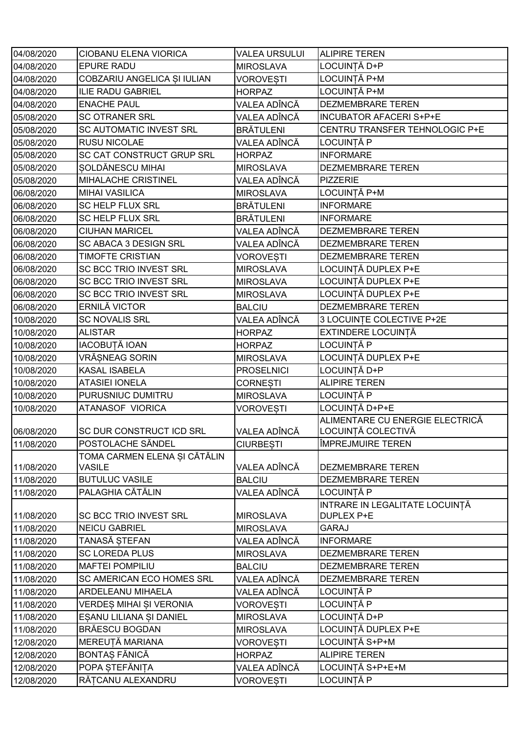| | | | |
|---|---|---|---|
| 04/08/2020 | CIOBANU ELENA VIORICA | VALEA URSULUI | ALIPIRE TEREN |
| 04/08/2020 | EPURE RADU | MIROSLAVA | LOCUINȚĂ D+P |
| 04/08/2020 | COBZARIU ANGELICA ȘI IULIAN | VOROVEȘTI | LOCUINȚĂ P+M |
| 04/08/2020 | ILIE RADU GABRIEL | HORPAZ | LOCUINȚĂ P+M |
| 04/08/2020 | ENACHE PAUL | VALEA ADÎNCĂ | DEZMEMBRARE TEREN |
| 05/08/2020 | SC OTRANER SRL | VALEA ADÎNCĂ | INCUBATOR AFACERI S+P+E |
| 05/08/2020 | SC AUTOMATIC INVEST SRL | BRĂTULENI | CENTRU TRANSFER TEHNOLOGIC P+E |
| 05/08/2020 | RUSU NICOLAE | VALEA ADÎNCĂ | LOCUINȚĂ P |
| 05/08/2020 | SC CAT CONSTRUCT GRUP SRL | HORPAZ | INFORMARE |
| 05/08/2020 | ȘOLDĂNESCU MIHAI | MIROSLAVA | DEZMEMBRARE TEREN |
| 05/08/2020 | MIHALACHE CRISTINEL | VALEA ADÎNCĂ | PIZZERIE |
| 06/08/2020 | MIHAI VASILICA | MIROSLAVA | LOCUINȚĂ P+M |
| 06/08/2020 | SC HELP FLUX SRL | BRĂTULENI | INFORMARE |
| 06/08/2020 | SC HELP FLUX SRL | BRĂTULENI | INFORMARE |
| 06/08/2020 | CIUHAN MARICEL | VALEA ADÎNCĂ | DEZMEMBRARE TEREN |
| 06/08/2020 | SC ABACA 3 DESIGN SRL | VALEA ADÎNCĂ | DEZMEMBRARE TEREN |
| 06/08/2020 | TIMOFTE CRISTIAN | VOROVEȘTI | DEZMEMBRARE TEREN |
| 06/08/2020 | SC BCC TRIO INVEST SRL | MIROSLAVA | LOCUINȚĂ DUPLEX P+E |
| 06/08/2020 | SC BCC TRIO INVEST SRL | MIROSLAVA | LOCUINȚĂ DUPLEX P+E |
| 06/08/2020 | SC BCC TRIO INVEST SRL | MIROSLAVA | LOCUINȚĂ DUPLEX P+E |
| 06/08/2020 | ERNILĂ VICTOR | BALCIU | DEZMEMBRARE TEREN |
| 10/08/2020 | SC NOVALIS SRL | VALEA ADÎNCĂ | 3 LOCUINȚE COLECTIVE P+2E |
| 10/08/2020 | ALISTAR | HORPAZ | EXTINDERE LOCUINȚĂ |
| 10/08/2020 | IACOBUȚĂ IOAN | HORPAZ | LOCUINȚĂ P |
| 10/08/2020 | VRĂȘNEAG SORIN | MIROSLAVA | LOCUINȚĂ DUPLEX P+E |
| 10/08/2020 | KASAL ISABELA | PROSELNICI | LOCUINȚĂ D+P |
| 10/08/2020 | ATASIEI IONELA | CORNEȘTI | ALIPIRE TEREN |
| 10/08/2020 | PURUSNIUC DUMITRU | MIROSLAVA | LOCUINȚĂ P |
| 10/08/2020 | ATANASOF VIORICA | VOROVEȘTI | LOCUINȚĂ D+P+E |
| 06/08/2020 | SC DUR CONSTRUCT ICD SRL | VALEA ADÎNCĂ | ALIMENTARE CU ENERGIE ELECTRICĂ LOCUINȚĂ COLECTIVĂ |
| 11/08/2020 | POSTOLACHE SĂNDEL | CIURBEȘTI | ÎMPREJMUIRE TEREN |
| 11/08/2020 | TOMA CARMEN ELENA ȘI CĂTĂLIN VASILE | VALEA ADÎNCĂ | DEZMEMBRARE TEREN |
| 11/08/2020 | BUTULUC VASILE | BALCIU | DEZMEMBRARE TEREN |
| 11/08/2020 | PALAGHIA CĂTĂLIN | VALEA ADÎNCĂ | LOCUINȚĂ P |
| 11/08/2020 | SC BCC TRIO INVEST SRL | MIROSLAVA | INTRARE IN LEGALITATE LOCUINȚĂ DUPLEX P+E |
| 11/08/2020 | NEICU GABRIEL | MIROSLAVA | GARAJ |
| 11/08/2020 | TANASĂ ȘTEFAN | VALEA ADÎNCĂ | INFORMARE |
| 11/08/2020 | SC LOREDA PLUS | MIROSLAVA | DEZMEMBRARE TEREN |
| 11/08/2020 | MAFTEI POMPILIU | BALCIU | DEZMEMBRARE TEREN |
| 11/08/2020 | SC AMERICAN ECO HOMES SRL | VALEA ADÎNCĂ | DEZMEMBRARE TEREN |
| 11/08/2020 | ARDELEANU MIHAELA | VALEA ADÎNCĂ | LOCUINȚĂ P |
| 11/08/2020 | VERDEȘ MIHAI ȘI VERONIA | VOROVEȘTI | LOCUINȚĂ P |
| 11/08/2020 | EȘANU LILIANA ȘI DANIEL | MIROSLAVA | LOCUINȚĂ D+P |
| 11/08/2020 | BRĂESCU BOGDAN | MIROSLAVA | LOCUINȚĂ DUPLEX P+E |
| 12/08/2020 | MEREUȚĂ MARIANA | VOROVEȘTI | LOCUINȚĂ S+P+M |
| 12/08/2020 | BONTAȘ FĂNICĂ | HORPAZ | ALIPIRE TEREN |
| 12/08/2020 | POPA ȘTEFĂNIȚA | VALEA ADÎNCĂ | LOCUINȚĂ S+P+E+M |
| 12/08/2020 | RĂȚCANU ALEXANDRU | VOROVEȘTI | LOCUINȚĂ P |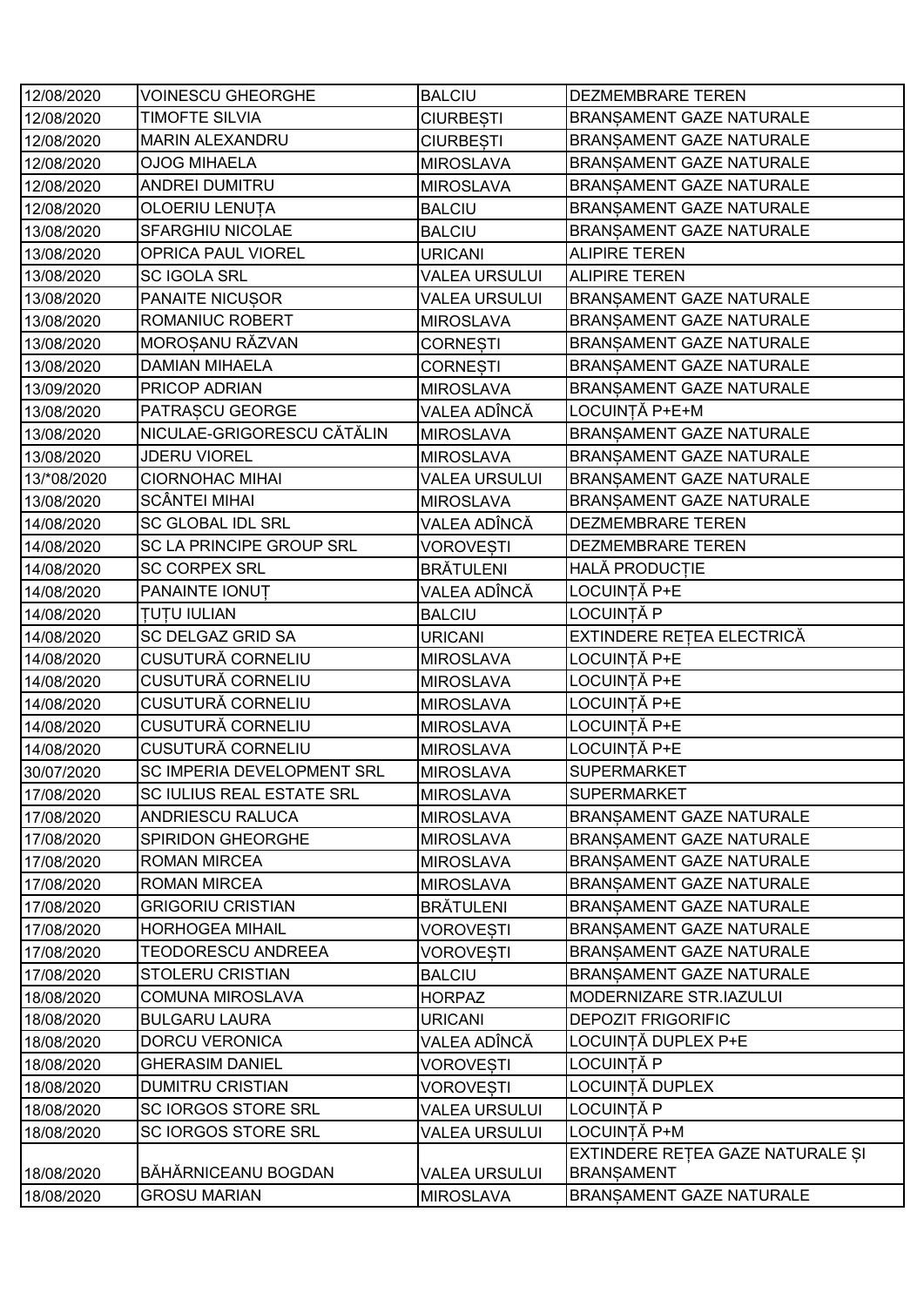| | | | |
|---|---|---|---|
| 12/08/2020 | VOINESCU GHEORGHE | BALCIU | DEZMEMBRARE TEREN |
| 12/08/2020 | TIMOFTE SILVIA | CIURBEȘTI | BRANȘAMENT GAZE NATURALE |
| 12/08/2020 | MARIN ALEXANDRU | CIURBEȘTI | BRANȘAMENT GAZE NATURALE |
| 12/08/2020 | OJOG MIHAELA | MIROSLAVA | BRANȘAMENT GAZE NATURALE |
| 12/08/2020 | ANDREI DUMITRU | MIROSLAVA | BRANȘAMENT GAZE NATURALE |
| 12/08/2020 | OLOERIU LENUȚA | BALCIU | BRANȘAMENT GAZE NATURALE |
| 13/08/2020 | SFARGHIU NICOLAE | BALCIU | BRANȘAMENT GAZE NATURALE |
| 13/08/2020 | OPRICA PAUL VIOREL | URICANI | ALIPIRE TEREN |
| 13/08/2020 | SC IGOLA SRL | VALEA URSULUI | ALIPIRE TEREN |
| 13/08/2020 | PANAITE NICUȘOR | VALEA URSULUI | BRANȘAMENT GAZE NATURALE |
| 13/08/2020 | ROMANIUC ROBERT | MIROSLAVA | BRANȘAMENT GAZE NATURALE |
| 13/08/2020 | MOROȘANU RĂZVAN | CORNEȘTI | BRANȘAMENT GAZE NATURALE |
| 13/08/2020 | DAMIAN MIHAELA | CORNEȘTI | BRANȘAMENT GAZE NATURALE |
| 13/09/2020 | PRICOP ADRIAN | MIROSLAVA | BRANȘAMENT GAZE NATURALE |
| 13/08/2020 | PATRAȘCU GEORGE | VALEA ADÎNCĂ | LOCUINȚĂ P+E+M |
| 13/08/2020 | NICULAE-GRIGORESCU CĂTĂLIN | MIROSLAVA | BRANȘAMENT GAZE NATURALE |
| 13/08/2020 | JDERU VIOREL | MIROSLAVA | BRANȘAMENT GAZE NATURALE |
| 13/*08/2020 | CIORNOHAC MIHAI | VALEA URSULUI | BRANȘAMENT GAZE NATURALE |
| 13/08/2020 | SCÂNTEI MIHAI | MIROSLAVA | BRANȘAMENT GAZE NATURALE |
| 14/08/2020 | SC GLOBAL IDL SRL | VALEA ADÎNCĂ | DEZMEMBRARE TEREN |
| 14/08/2020 | SC LA PRINCIPE GROUP SRL | VOROVEȘTI | DEZMEMBRARE TEREN |
| 14/08/2020 | SC CORPEX SRL | BRĂTULENI | HALĂ PRODUCȚIE |
| 14/08/2020 | PANAINTE IONUȚ | VALEA ADÎNCĂ | LOCUINȚĂ P+E |
| 14/08/2020 | ȚUȚU IULIAN | BALCIU | LOCUINȚĂ P |
| 14/08/2020 | SC DELGAZ GRID SA | URICANI | EXTINDERE REȚEA ELECTRICĂ |
| 14/08/2020 | CUSUTURĂ CORNELIU | MIROSLAVA | LOCUINȚĂ P+E |
| 14/08/2020 | CUSUTURĂ CORNELIU | MIROSLAVA | LOCUINȚĂ P+E |
| 14/08/2020 | CUSUTURĂ CORNELIU | MIROSLAVA | LOCUINȚĂ P+E |
| 14/08/2020 | CUSUTURĂ CORNELIU | MIROSLAVA | LOCUINȚĂ P+E |
| 14/08/2020 | CUSUTURĂ CORNELIU | MIROSLAVA | LOCUINȚĂ P+E |
| 30/07/2020 | SC IMPERIA DEVELOPMENT SRL | MIROSLAVA | SUPERMARKET |
| 17/08/2020 | SC IULIUS REAL ESTATE SRL | MIROSLAVA | SUPERMARKET |
| 17/08/2020 | ANDRIESCU RALUCA | MIROSLAVA | BRANȘAMENT GAZE NATURALE |
| 17/08/2020 | SPIRIDON GHEORGHE | MIROSLAVA | BRANȘAMENT GAZE NATURALE |
| 17/08/2020 | ROMAN MIRCEA | MIROSLAVA | BRANȘAMENT GAZE NATURALE |
| 17/08/2020 | ROMAN MIRCEA | MIROSLAVA | BRANȘAMENT GAZE NATURALE |
| 17/08/2020 | GRIGORIU CRISTIAN | BRĂTULENI | BRANȘAMENT GAZE NATURALE |
| 17/08/2020 | HORHOGEA MIHAIL | VOROVEȘTI | BRANȘAMENT GAZE NATURALE |
| 17/08/2020 | TEODORESCU ANDREEA | VOROVEȘTI | BRANȘAMENT GAZE NATURALE |
| 17/08/2020 | STOLERU CRISTIAN | BALCIU | BRANȘAMENT GAZE NATURALE |
| 18/08/2020 | COMUNA MIROSLAVA | HORPAZ | MODERNIZARE STR.IAZULUI |
| 18/08/2020 | BULGARU LAURA | URICANI | DEPOZIT FRIGORIFIC |
| 18/08/2020 | DORCU VERONICA | VALEA ADÎNCĂ | LOCUINȚĂ DUPLEX P+E |
| 18/08/2020 | GHERASIM DANIEL | VOROVEȘTI | LOCUINȚĂ P |
| 18/08/2020 | DUMITRU CRISTIAN | VOROVEȘTI | LOCUINȚĂ DUPLEX |
| 18/08/2020 | SC IORGOS STORE SRL | VALEA URSULUI | LOCUINȚĂ P |
| 18/08/2020 | SC IORGOS STORE SRL | VALEA URSULUI | LOCUINȚĂ P+M |
| 18/08/2020 | BĂHĂRNICEANU BOGDAN | VALEA URSULUI | EXTINDERE REȚEA GAZE NATURALE ȘI BRANȘAMENT |
| 18/08/2020 | GROSU MARIAN | MIROSLAVA | BRANȘAMENT GAZE NATURALE |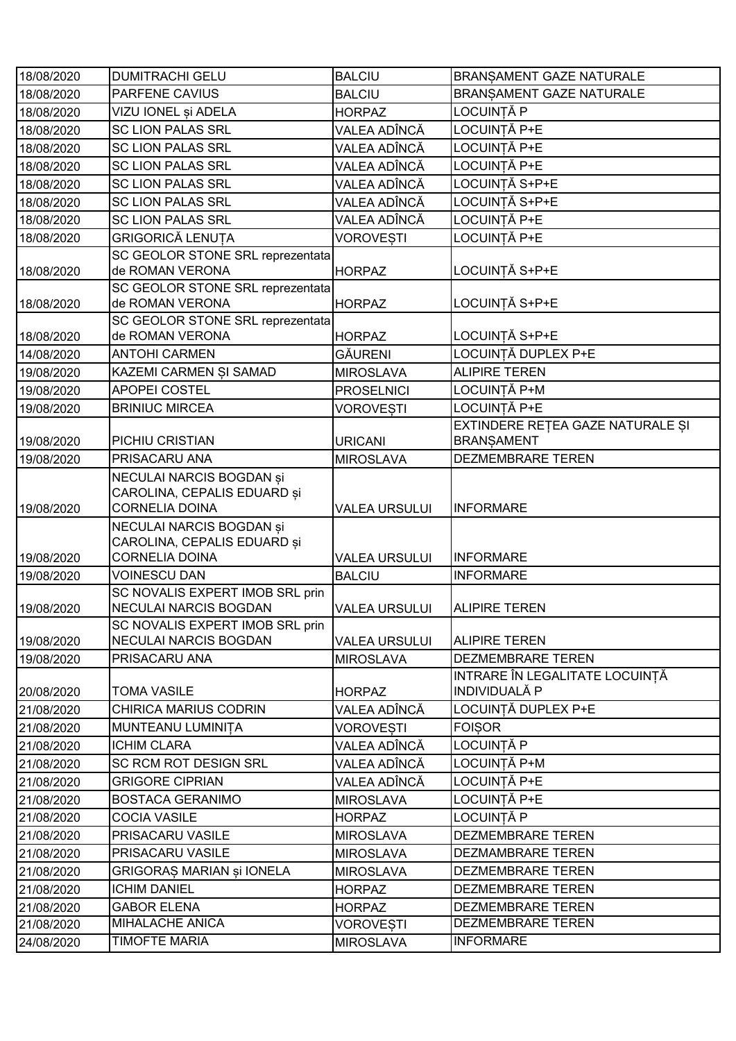| | | | |
|---|---|---|---|
| 18/08/2020 | DUMITRACHI GELU | BALCIU | BRANȘAMENT GAZE NATURALE |
| 18/08/2020 | PARFENE CAVIUS | BALCIU | BRANȘAMENT GAZE NATURALE |
| 18/08/2020 | VIZU IONEL și ADELA | HORPAZ | LOCUINȚĂ P |
| 18/08/2020 | SC LION PALAS SRL | VALEA ADÎNCĂ | LOCUINȚĂ P+E |
| 18/08/2020 | SC LION PALAS SRL | VALEA ADÎNCĂ | LOCUINȚĂ P+E |
| 18/08/2020 | SC LION PALAS SRL | VALEA ADÎNCĂ | LOCUINȚĂ P+E |
| 18/08/2020 | SC LION PALAS SRL | VALEA ADÎNCĂ | LOCUINȚĂ S+P+E |
| 18/08/2020 | SC LION PALAS SRL | VALEA ADÎNCĂ | LOCUINȚĂ S+P+E |
| 18/08/2020 | SC LION PALAS SRL | VALEA ADÎNCĂ | LOCUINȚĂ P+E |
| 18/08/2020 | GRIGORICĂ LENUȚA | VOROVEȘTI | LOCUINȚĂ P+E |
| 18/08/2020 | SC GEOLOR STONE SRL reprezentata de ROMAN VERONA | HORPAZ | LOCUINȚĂ S+P+E |
| 18/08/2020 | SC GEOLOR STONE SRL reprezentata de ROMAN VERONA | HORPAZ | LOCUINȚĂ S+P+E |
| 18/08/2020 | SC GEOLOR STONE SRL reprezentata de ROMAN VERONA | HORPAZ | LOCUINȚĂ S+P+E |
| 14/08/2020 | ANTOHI CARMEN | GĂURENI | LOCUINȚĂ DUPLEX P+E |
| 19/08/2020 | KAZEMI CARMEN ȘI SAMAD | MIROSLAVA | ALIPIRE TEREN |
| 19/08/2020 | APOPEI COSTEL | PROSELNICI | LOCUINȚĂ P+M |
| 19/08/2020 | BRINIUC MIRCEA | VOROVEȘTI | LOCUINȚĂ P+E |
| 19/08/2020 | PICHIU CRISTIAN | URICANI | EXTINDERE REȚEA GAZE NATURALE ȘI BRANȘAMENT |
| 19/08/2020 | PRISACARU ANA | MIROSLAVA | DEZMEMBRARE TEREN |
| 19/08/2020 | NECULAI NARCIS BOGDAN și CAROLINA, CEPALIS EDUARD și CORNELIA DOINA | VALEA URSULUI | INFORMARE |
| 19/08/2020 | NECULAI NARCIS BOGDAN și CAROLINA, CEPALIS EDUARD și CORNELIA DOINA | VALEA URSULUI | INFORMARE |
| 19/08/2020 | VOINESCU DAN | BALCIU | INFORMARE |
| 19/08/2020 | SC NOVALIS EXPERT IMOB SRL prin NECULAI NARCIS BOGDAN | VALEA URSULUI | ALIPIRE TEREN |
| 19/08/2020 | SC NOVALIS EXPERT IMOB SRL prin NECULAI NARCIS BOGDAN | VALEA URSULUI | ALIPIRE TEREN |
| 19/08/2020 | PRISACARU ANA | MIROSLAVA | DEZMEMBRARE TEREN |
| 20/08/2020 | TOMA VASILE | HORPAZ | INTRARE ÎN LEGALITATE LOCUINȚĂ INDIVIDUALĂ P |
| 21/08/2020 | CHIRICA MARIUS CODRIN | VALEA ADÎNCĂ | LOCUINȚĂ DUPLEX P+E |
| 21/08/2020 | MUNTEANU LUMINIȚA | VOROVEȘTI | FOIȘOR |
| 21/08/2020 | ICHIM CLARA | VALEA ADÎNCĂ | LOCUINȚĂ P |
| 21/08/2020 | SC RCM ROT DESIGN SRL | VALEA ADÎNCĂ | LOCUINȚĂ P+M |
| 21/08/2020 | GRIGORE CIPRIAN | VALEA ADÎNCĂ | LOCUINȚĂ P+E |
| 21/08/2020 | BOSTACA GERANIMO | MIROSLAVA | LOCUINȚĂ P+E |
| 21/08/2020 | COCIA VASILE | HORPAZ | LOCUINȚĂ P |
| 21/08/2020 | PRISACARU VASILE | MIROSLAVA | DEZMEMBRARE TEREN |
| 21/08/2020 | PRISACARU VASILE | MIROSLAVA | DEZMAMBRARE TEREN |
| 21/08/2020 | GRIGORAȘ MARIAN și IONELA | MIROSLAVA | DEZMEMBRARE TEREN |
| 21/08/2020 | ICHIM DANIEL | HORPAZ | DEZMEMBRARE TEREN |
| 21/08/2020 | GABOR ELENA | HORPAZ | DEZMEMBRARE TEREN |
| 21/08/2020 | MIHALACHE ANICA | VOROVEȘTI | DEZMEMBRARE TEREN |
| 24/08/2020 | TIMOFTE MARIA | MIROSLAVA | INFORMARE |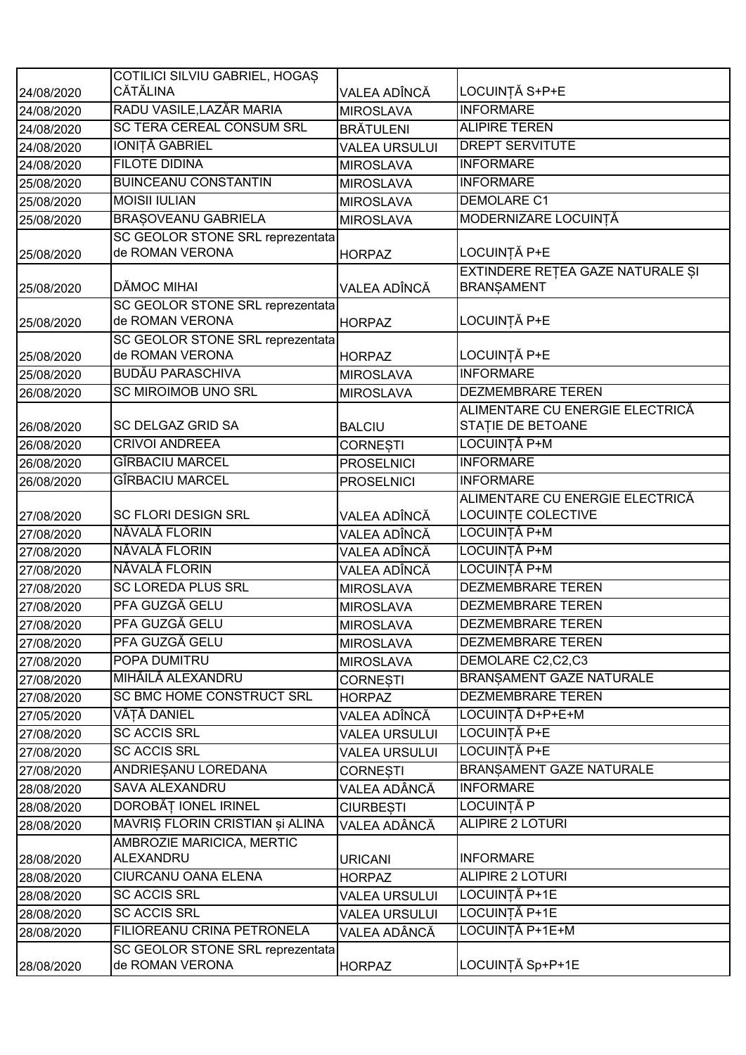| | | | |
|---|---|---|---|
| 24/08/2020 | COTILICI SILVIU GABRIEL, HOGAȘ CĂTĂLINA | VALEA ADÎNCĂ | LOCUINȚĂ S+P+E |
| 24/08/2020 | RADU VASILE,LAZĂR MARIA | MIROSLAVA | INFORMARE |
| 24/08/2020 | SC TERA CEREAL CONSUM SRL | BRĂTULENI | ALIPIRE TEREN |
| 24/08/2020 | IONIȚĂ GABRIEL | VALEA URSULUI | DREPT SERVITUTE |
| 24/08/2020 | FILOTE DIDINA | MIROSLAVA | INFORMARE |
| 25/08/2020 | BUINCEANU CONSTANTIN | MIROSLAVA | INFORMARE |
| 25/08/2020 | MOISII IULIAN | MIROSLAVA | DEMOLARE C1 |
| 25/08/2020 | BRAȘOVEANU GABRIELA | MIROSLAVA | MODERNIZARE LOCUINȚĂ |
| 25/08/2020 | SC GEOLOR STONE SRL reprezentata de ROMAN VERONA | HORPAZ | LOCUINȚĂ P+E |
| 25/08/2020 | DĂMOC MIHAI | VALEA ADÎNCĂ | EXTINDERE REȚEA GAZE NATURALE ȘI BRANȘAMENT |
| 25/08/2020 | SC GEOLOR STONE SRL reprezentata de ROMAN VERONA | HORPAZ | LOCUINȚĂ P+E |
| 25/08/2020 | SC GEOLOR STONE SRL reprezentata de ROMAN VERONA | HORPAZ | LOCUINȚĂ P+E |
| 25/08/2020 | BUDĂU PARASCHIVA | MIROSLAVA | INFORMARE |
| 26/08/2020 | SC MIROIMOB UNO SRL | MIROSLAVA | DEZMEMBRARE TEREN |
| 26/08/2020 | SC DELGAZ GRID SA | BALCIU | ALIMENTARE CU ENERGIE ELECTRICĂ STAȚIE DE BETOANE |
| 26/08/2020 | CRIVOI ANDREEA | CORNEȘTI | LOCUINȚĂ P+M |
| 26/08/2020 | GÎRBACIU MARCEL | PROSELNICI | INFORMARE |
| 26/08/2020 | GÎRBACIU MARCEL | PROSELNICI | INFORMARE |
| 27/08/2020 | SC FLORI DESIGN SRL | VALEA ADÎNCĂ | ALIMENTARE CU ENERGIE ELECTRICĂ LOCUINȚE COLECTIVE |
| 27/08/2020 | NĂVALĂ FLORIN | VALEA ADÎNCĂ | LOCUINȚĂ P+M |
| 27/08/2020 | NĂVALĂ FLORIN | VALEA ADÎNCĂ | LOCUINȚĂ P+M |
| 27/08/2020 | NĂVALĂ FLORIN | VALEA ADÎNCĂ | LOCUINȚĂ P+M |
| 27/08/2020 | SC LOREDA PLUS SRL | MIROSLAVA | DEZMEMBRARE TEREN |
| 27/08/2020 | PFA GUZGĂ GELU | MIROSLAVA | DEZMEMBRARE TEREN |
| 27/08/2020 | PFA GUZGĂ GELU | MIROSLAVA | DEZMEMBRARE TEREN |
| 27/08/2020 | PFA GUZGĂ GELU | MIROSLAVA | DEZMEMBRARE TEREN |
| 27/08/2020 | POPA DUMITRU | MIROSLAVA | DEMOLARE C2,C2,C3 |
| 27/08/2020 | MIHĂILĂ ALEXANDRU | CORNEȘTI | BRANȘAMENT GAZE NATURALE |
| 27/08/2020 | SC BMC HOME CONSTRUCT SRL | HORPAZ | DEZMEMBRARE TEREN |
| 27/05/2020 | VĂȚĂ DANIEL | VALEA ADÎNCĂ | LOCUINȚĂ D+P+E+M |
| 27/08/2020 | SC ACCIS SRL | VALEA URSULUI | LOCUINȚĂ P+E |
| 27/08/2020 | SC ACCIS SRL | VALEA URSULUI | LOCUINȚĂ P+E |
| 27/08/2020 | ANDRIEȘANU LOREDANA | CORNEȘTI | BRANȘAMENT GAZE NATURALE |
| 28/08/2020 | SAVA ALEXANDRU | VALEA ADÂNCĂ | INFORMARE |
| 28/08/2020 | DOROBĂȚ IONEL IRINEL | CIURBEȘTI | LOCUINȚĂ P |
| 28/08/2020 | MAVRIȘ FLORIN CRISTIAN și ALINA | VALEA ADÂNCĂ | ALIPIRE 2 LOTURI |
| 28/08/2020 | AMBROZIE MARICICA, MERTIC ALEXANDRU | URICANI | INFORMARE |
| 28/08/2020 | CIURCANU OANA ELENA | HORPAZ | ALIPIRE 2 LOTURI |
| 28/08/2020 | SC ACCIS SRL | VALEA URSULUI | LOCUINȚĂ P+1E |
| 28/08/2020 | SC ACCIS SRL | VALEA URSULUI | LOCUINȚĂ P+1E |
| 28/08/2020 | FILIOREANU CRINA PETRONELA | VALEA ADÂNCĂ | LOCUINȚĂ P+1E+M |
| 28/08/2020 | SC GEOLOR STONE SRL reprezentata de ROMAN VERONA | HORPAZ | LOCUINȚĂ Sp+P+1E |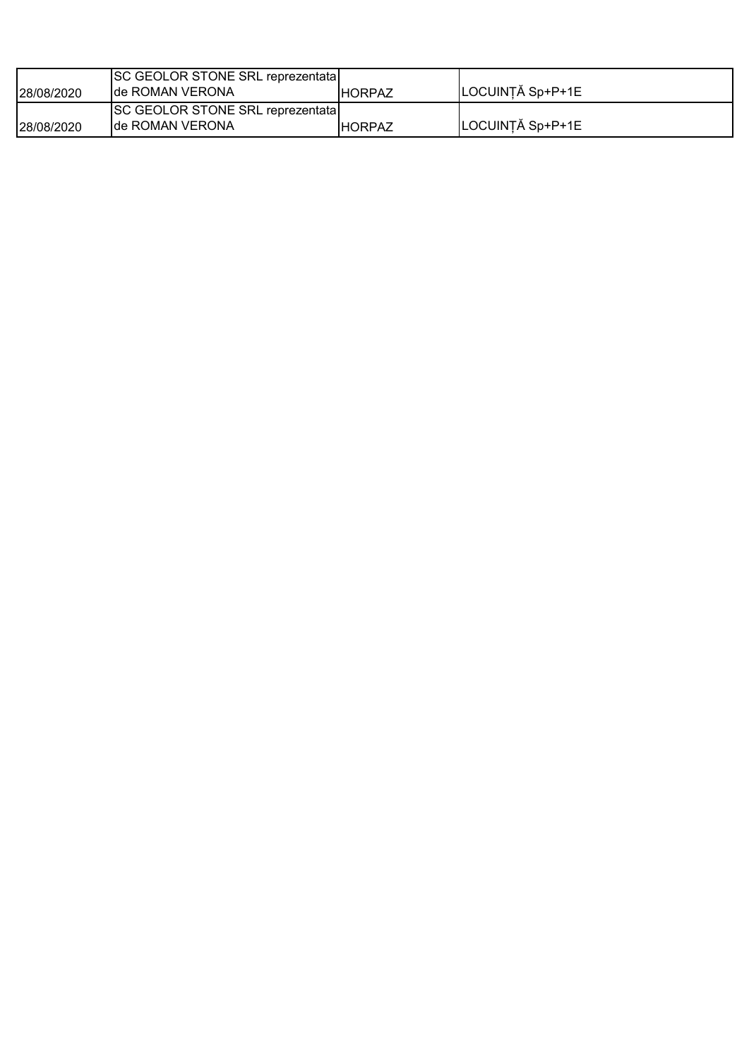| | | | |
|---|---|---|---|
| 28/08/2020 | SC GEOLOR STONE SRL reprezentata de ROMAN VERONA | HORPAZ | LOCUINȚĂ Sp+P+1E |
| 28/08/2020 | SC GEOLOR STONE SRL reprezentata de ROMAN VERONA | HORPAZ | LOCUINȚĂ Sp+P+1E |